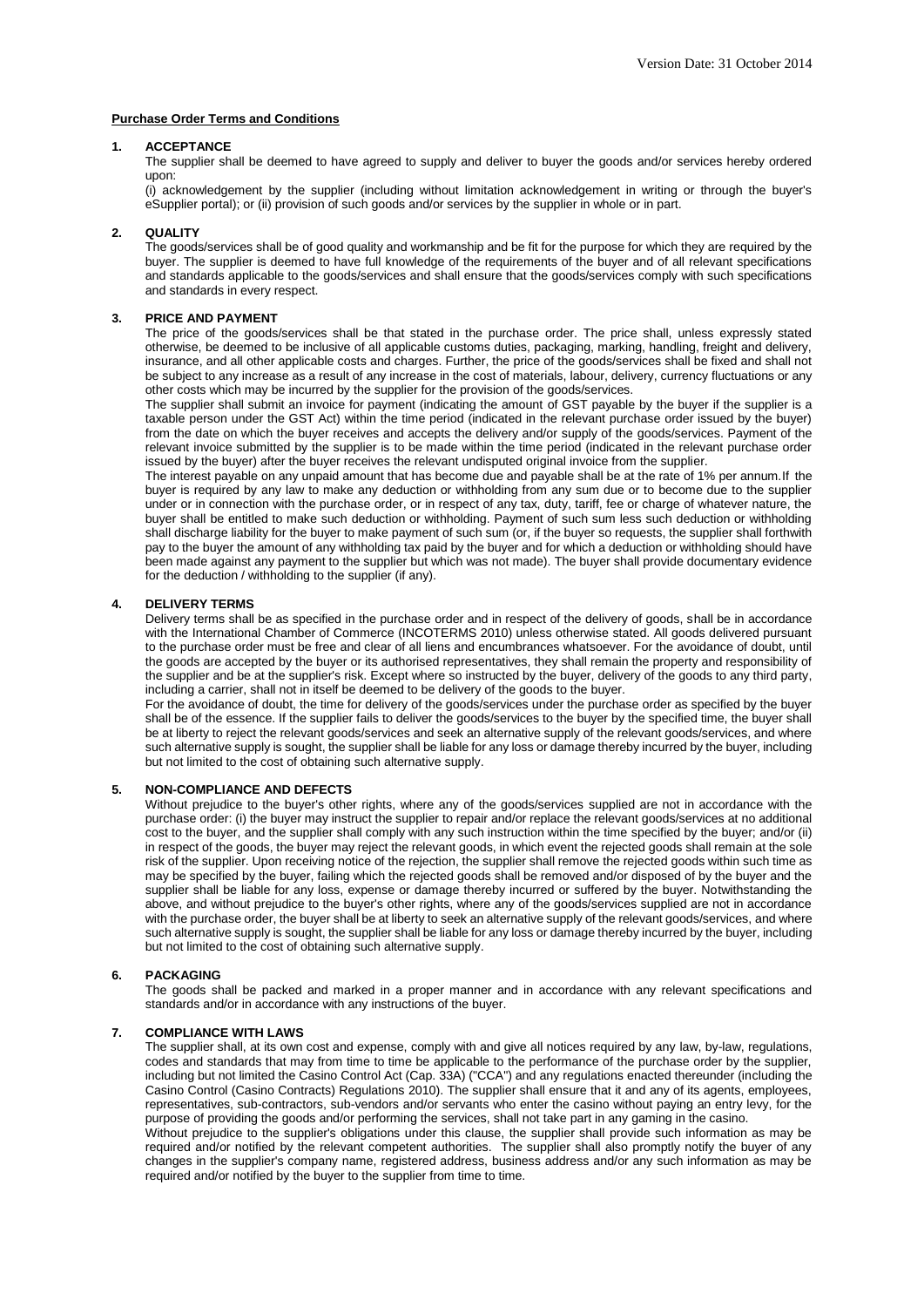Version Date: 31 October 2014

**Purchase Order Terms and Conditions**

**1. ACCEPTANCE**

The supplier shall be deemed to have agreed to supply and deliver to buyer the goods and/or services hereby ordered upon:

(i) acknowledgement by the supplier (including without limitation acknowledgement in writing or through the buyer's eSupplier portal); or (ii) provision of such goods and/or services by the supplier in whole or in part.

**2. QUALITY**

The goods/services shall be of good quality and workmanship and be fit for the purpose for which they are required by the buyer. The supplier is deemed to have full knowledge of the requirements of the buyer and of all relevant specifications and standards applicable to the goods/services and shall ensure that the goods/services comply with such specifications and standards in every respect.

**3. PRICE AND PAYMENT**

The price of the goods/services shall be that stated in the purchase order. The price shall, unless expressly stated otherwise, be deemed to be inclusive of all applicable customs duties, packaging, marking, handling, freight and delivery, insurance, and all other applicable costs and charges. Further, the price of the goods/services shall be fixed and shall not be subject to any increase as a result of any increase in the cost of materials, labour, delivery, currency fluctuations or any other costs which may be incurred by the supplier for the provision of the goods/services.

The supplier shall submit an invoice for payment (indicating the amount of GST payable by the buyer if the supplier is a taxable person under the GST Act) within the time period (indicated in the relevant purchase order issued by the buyer) from the date on which the buyer receives and accepts the delivery and/or supply of the goods/services. Payment of the relevant invoice submitted by the supplier is to be made within the time period (indicated in the relevant purchase order issued by the buyer) after the buyer receives the relevant undisputed original invoice from the supplier.

The interest payable on any unpaid amount that has become due and payable shall be at the rate of 1% per annum.If the buyer is required by any law to make any deduction or withholding from any sum due or to become due to the supplier under or in connection with the purchase order, or in respect of any tax, duty, tariff, fee or charge of whatever nature, the buyer shall be entitled to make such deduction or withholding. Payment of such sum less such deduction or withholding shall discharge liability for the buyer to make payment of such sum (or, if the buyer so requests, the supplier shall forthwith pay to the buyer the amount of any withholding tax paid by the buyer and for which a deduction or withholding should have been made against any payment to the supplier but which was not made). The buyer shall provide documentary evidence for the deduction / withholding to the supplier (if any).

**4. DELIVERY TERMS**

Delivery terms shall be as specified in the purchase order and in respect of the delivery of goods, shall be in accordance with the International Chamber of Commerce (INCOTERMS 2010) unless otherwise stated. All goods delivered pursuant to the purchase order must be free and clear of all liens and encumbrances whatsoever. For the avoidance of doubt, until the goods are accepted by the buyer or its authorised representatives, they shall remain the property and responsibility of the supplier and be at the supplier's risk. Except where so instructed by the buyer, delivery of the goods to any third party, including a carrier, shall not in itself be deemed to be delivery of the goods to the buyer.

For the avoidance of doubt, the time for delivery of the goods/services under the purchase order as specified by the buyer shall be of the essence. If the supplier fails to deliver the goods/services to the buyer by the specified time, the buyer shall be at liberty to reject the relevant goods/services and seek an alternative supply of the relevant goods/services, and where such alternative supply is sought, the supplier shall be liable for any loss or damage thereby incurred by the buyer, including but not limited to the cost of obtaining such alternative supply.

**5. NON-COMPLIANCE AND DEFECTS**

Without prejudice to the buyer's other rights, where any of the goods/services supplied are not in accordance with the purchase order: (i) the buyer may instruct the supplier to repair and/or replace the relevant goods/services at no additional cost to the buyer, and the supplier shall comply with any such instruction within the time specified by the buyer; and/or (ii) in respect of the goods, the buyer may reject the relevant goods, in which event the rejected goods shall remain at the sole risk of the supplier. Upon receiving notice of the rejection, the supplier shall remove the rejected goods within such time as may be specified by the buyer, failing which the rejected goods shall be removed and/or disposed of by the buyer and the supplier shall be liable for any loss, expense or damage thereby incurred or suffered by the buyer. Notwithstanding the above, and without prejudice to the buyer's other rights, where any of the goods/services supplied are not in accordance with the purchase order, the buyer shall be at liberty to seek an alternative supply of the relevant goods/services, and where such alternative supply is sought, the supplier shall be liable for any loss or damage thereby incurred by the buyer, including but not limited to the cost of obtaining such alternative supply.

**6. PACKAGING**

The goods shall be packed and marked in a proper manner and in accordance with any relevant specifications and standards and/or in accordance with any instructions of the buyer.

**7. COMPLIANCE WITH LAWS**

The supplier shall, at its own cost and expense, comply with and give all notices required by any law, by-law, regulations, codes and standards that may from time to time be applicable to the performance of the purchase order by the supplier, including but not limited the Casino Control Act (Cap. 33A) ("CCA") and any regulations enacted thereunder (including the Casino Control (Casino Contracts) Regulations 2010). The supplier shall ensure that it and any of its agents, employees, representatives, sub-contractors, sub-vendors and/or servants who enter the casino without paying an entry levy, for the purpose of providing the goods and/or performing the services, shall not take part in any gaming in the casino.

Without prejudice to the supplier's obligations under this clause, the supplier shall provide such information as may be required and/or notified by the relevant competent authorities. The supplier shall also promptly notify the buyer of any changes in the supplier's company name, registered address, business address and/or any such information as may be required and/or notified by the buyer to the supplier from time to time.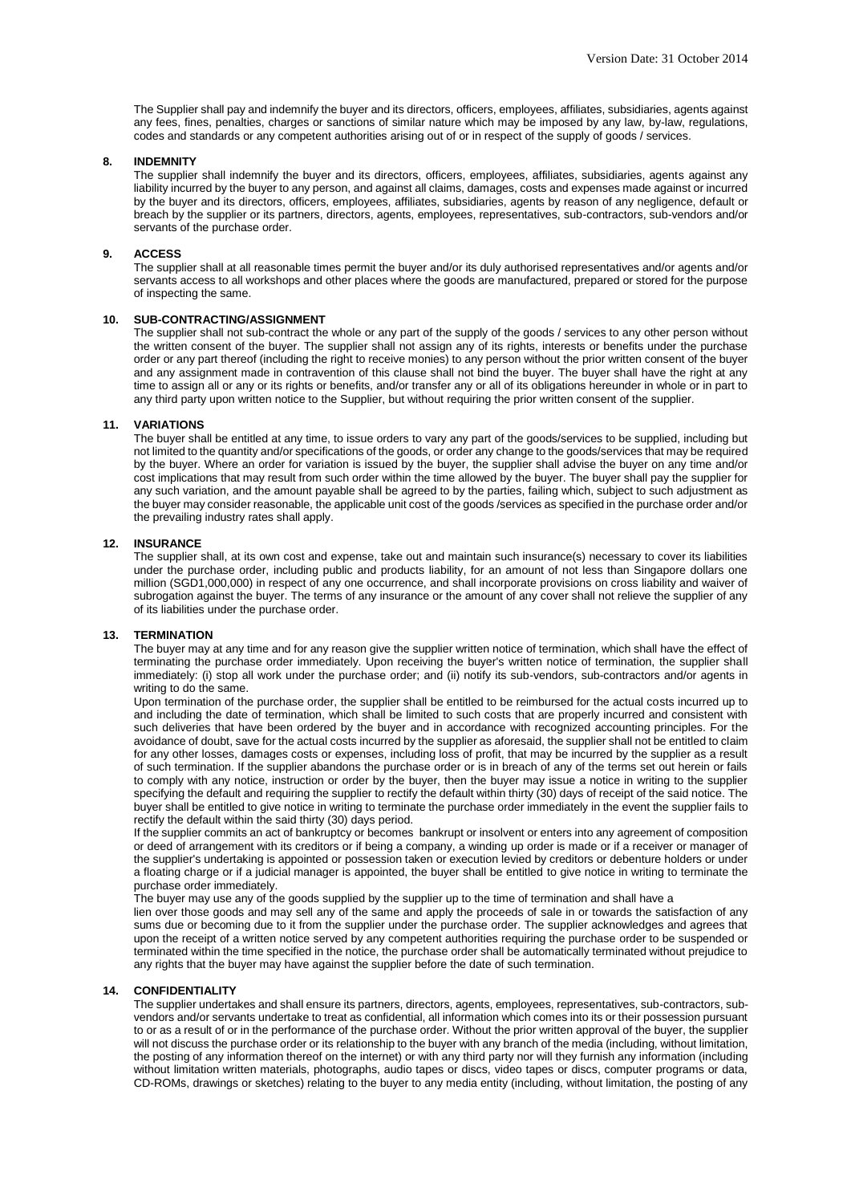The Supplier shall pay and indemnify the buyer and its directors, officers, employees, affiliates, subsidiaries, agents against any fees, fines, penalties, charges or sanctions of similar nature which may be imposed by any law, by-law, regulations, codes and standards or any competent authorities arising out of or in respect of the supply of goods / services.

## 8. INDEMNITY

The supplier shall indemnify the buyer and its directors, officers, employees, affiliates, subsidiaries, agents against any liability incurred by the buyer to any person, and against all claims, damages, costs and expenses made against or incurred by the buyer and its directors, officers, employees, affiliates, subsidiaries, agents by reason of any negligence, default or breach by the supplier or its partners, directors, agents, employees, representatives, sub-contractors, sub-vendors and/or servants of the purchase order.

## 9. ACCESS

The supplier shall at all reasonable times permit the buyer and/or its duly authorised representatives and/or agents and/or servants access to all workshops and other places where the goods are manufactured, prepared or stored for the purpose of inspecting the same.

## 10. SUB-CONTRACTING/ASSIGNMENT

The supplier shall not sub-contract the whole or any part of the supply of the goods / services to any other person without the written consent of the buyer. The supplier shall not assign any of its rights, interests or benefits under the purchase order or any part thereof (including the right to receive monies) to any person without the prior written consent of the buyer and any assignment made in contravention of this clause shall not bind the buyer. The buyer shall have the right at any time to assign all or any or its rights or benefits, and/or transfer any or all of its obligations hereunder in whole or in part to any third party upon written notice to the Supplier, but without requiring the prior written consent of the supplier.

## 11. VARIATIONS

The buyer shall be entitled at any time, to issue orders to vary any part of the goods/services to be supplied, including but not limited to the quantity and/or specifications of the goods, or order any change to the goods/services that may be required by the buyer. Where an order for variation is issued by the buyer, the supplier shall advise the buyer on any time and/or cost implications that may result from such order within the time allowed by the buyer. The buyer shall pay the supplier for any such variation, and the amount payable shall be agreed to by the parties, failing which, subject to such adjustment as the buyer may consider reasonable, the applicable unit cost of the goods /services as specified in the purchase order and/or the prevailing industry rates shall apply.

## 12. INSURANCE

The supplier shall, at its own cost and expense, take out and maintain such insurance(s) necessary to cover its liabilities under the purchase order, including public and products liability, for an amount of not less than Singapore dollars one million (SGD1,000,000) in respect of any one occurrence, and shall incorporate provisions on cross liability and waiver of subrogation against the buyer. The terms of any insurance or the amount of any cover shall not relieve the supplier of any of its liabilities under the purchase order.

## 13. TERMINATION

The buyer may at any time and for any reason give the supplier written notice of termination, which shall have the effect of terminating the purchase order immediately. Upon receiving the buyer's written notice of termination, the supplier shall immediately: (i) stop all work under the purchase order; and (ii) notify its sub-vendors, sub-contractors and/or agents in writing to do the same.

Upon termination of the purchase order, the supplier shall be entitled to be reimbursed for the actual costs incurred up to and including the date of termination, which shall be limited to such costs that are properly incurred and consistent with such deliveries that have been ordered by the buyer and in accordance with recognized accounting principles. For the avoidance of doubt, save for the actual costs incurred by the supplier as aforesaid, the supplier shall not be entitled to claim for any other losses, damages costs or expenses, including loss of profit, that may be incurred by the supplier as a result of such termination. If the supplier abandons the purchase order or is in breach of any of the terms set out herein or fails to comply with any notice, instruction or order by the buyer, then the buyer may issue a notice in writing to the supplier specifying the default and requiring the supplier to rectify the default within thirty (30) days of receipt of the said notice. The buyer shall be entitled to give notice in writing to terminate the purchase order immediately in the event the supplier fails to rectify the default within the said thirty (30) days period.

If the supplier commits an act of bankruptcy or becomes bankrupt or insolvent or enters into any agreement of composition or deed of arrangement with its creditors or if being a company, a winding up order is made or if a receiver or manager of the supplier's undertaking is appointed or possession taken or execution levied by creditors or debenture holders or under a floating charge or if a judicial manager is appointed, the buyer shall be entitled to give notice in writing to terminate the purchase order immediately.

The buyer may use any of the goods supplied by the supplier up to the time of termination and shall have a lien over those goods and may sell any of the same and apply the proceeds of sale in or towards the satisfaction of any sums due or becoming due to it from the supplier under the purchase order. The supplier acknowledges and agrees that upon the receipt of a written notice served by any competent authorities requiring the purchase order to be suspended or terminated within the time specified in the notice, the purchase order shall be automatically terminated without prejudice to any rights that the buyer may have against the supplier before the date of such termination.

## 14. CONFIDENTIALITY

The supplier undertakes and shall ensure its partners, directors, agents, employees, representatives, sub-contractors, sub-vendors and/or servants undertake to treat as confidential, all information which comes into its or their possession pursuant to or as a result of or in the performance of the purchase order. Without the prior written approval of the buyer, the supplier will not discuss the purchase order or its relationship to the buyer with any branch of the media (including, without limitation, the posting of any information thereof on the internet) or with any third party nor will they furnish any information (including without limitation written materials, photographs, audio tapes or discs, video tapes or discs, computer programs or data, CD-ROMs, drawings or sketches) relating to the buyer to any media entity (including, without limitation, the posting of any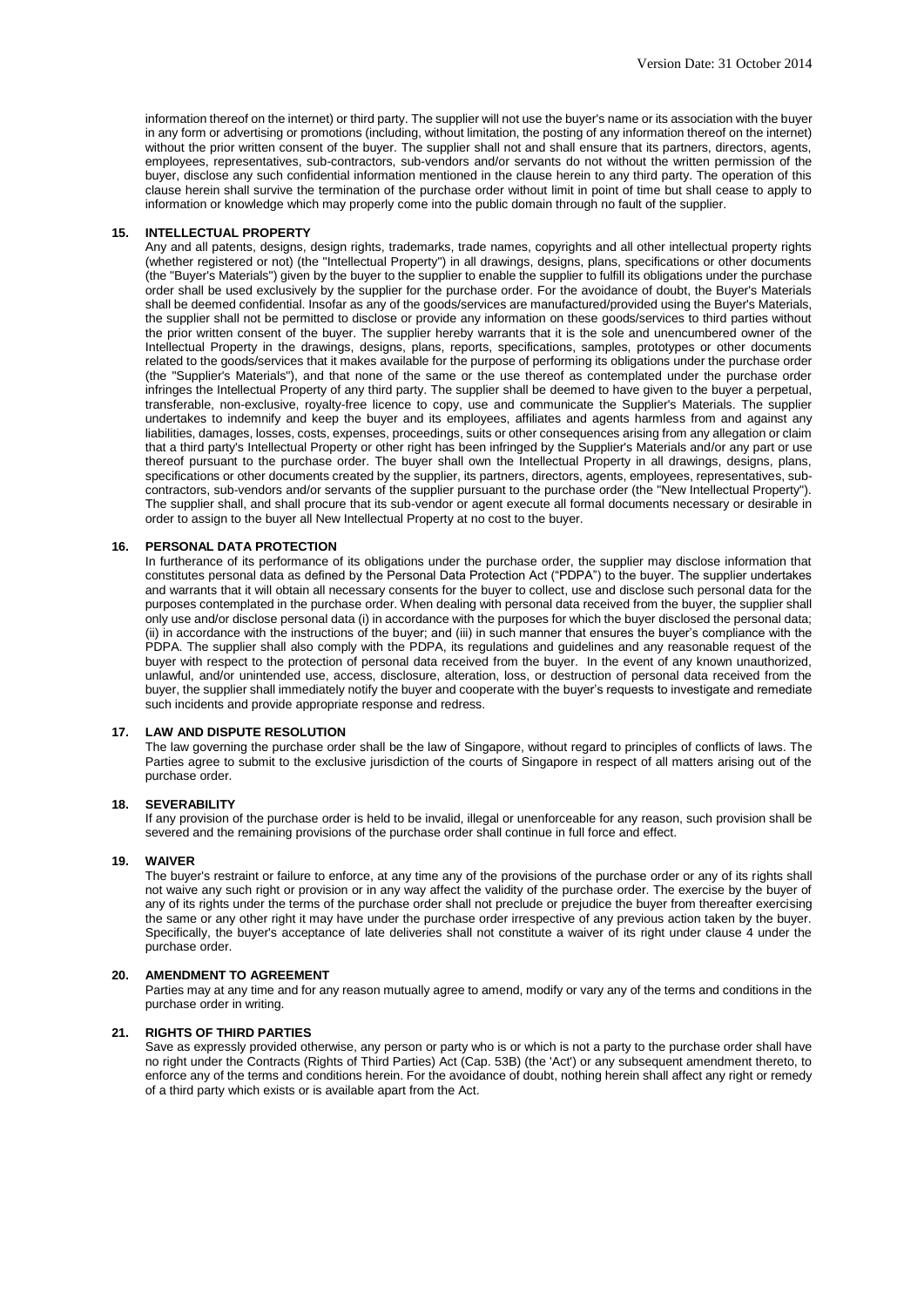information thereof on the internet) or third party. The supplier will not use the buyer's name or its association with the buyer in any form or advertising or promotions (including, without limitation, the posting of any information thereof on the internet) without the prior written consent of the buyer. The supplier shall not and shall ensure that its partners, directors, agents, employees, representatives, sub-contractors, sub-vendors and/or servants do not without the written permission of the buyer, disclose any such confidential information mentioned in the clause herein to any third party. The operation of this clause herein shall survive the termination of the purchase order without limit in point of time but shall cease to apply to information or knowledge which may properly come into the public domain through no fault of the supplier.

**15. INTELLECTUAL PROPERTY**

Any and all patents, designs, design rights, trademarks, trade names, copyrights and all other intellectual property rights (whether registered or not) (the "Intellectual Property") in all drawings, designs, plans, specifications or other documents (the "Buyer's Materials") given by the buyer to the supplier to enable the supplier to fulfill its obligations under the purchase order shall be used exclusively by the supplier for the purchase order. For the avoidance of doubt, the Buyer's Materials shall be deemed confidential. Insofar as any of the goods/services are manufactured/provided using the Buyer's Materials, the supplier shall not be permitted to disclose or provide any information on these goods/services to third parties without the prior written consent of the buyer. The supplier hereby warrants that it is the sole and unencumbered owner of the Intellectual Property in the drawings, designs, plans, reports, specifications, samples, prototypes or other documents related to the goods/services that it makes available for the purpose of performing its obligations under the purchase order (the "Supplier's Materials"), and that none of the same or the use thereof as contemplated under the purchase order infringes the Intellectual Property of any third party. The supplier shall be deemed to have given to the buyer a perpetual, transferable, non-exclusive, royalty-free licence to copy, use and communicate the Supplier's Materials. The supplier undertakes to indemnify and keep the buyer and its employees, affiliates and agents harmless from and against any liabilities, damages, losses, costs, expenses, proceedings, suits or other consequences arising from any allegation or claim that a third party's Intellectual Property or other right has been infringed by the Supplier's Materials and/or any part or use thereof pursuant to the purchase order. The buyer shall own the Intellectual Property in all drawings, designs, plans, specifications or other documents created by the supplier, its partners, directors, agents, employees, representatives, sub-contractors, sub-vendors and/or servants of the supplier pursuant to the purchase order (the "New Intellectual Property"). The supplier shall, and shall procure that its sub-vendor or agent execute all formal documents necessary or desirable in order to assign to the buyer all New Intellectual Property at no cost to the buyer.

**16. PERSONAL DATA PROTECTION**

In furtherance of its performance of its obligations under the purchase order, the supplier may disclose information that constitutes personal data as defined by the Personal Data Protection Act ("PDPA") to the buyer. The supplier undertakes and warrants that it will obtain all necessary consents for the buyer to collect, use and disclose such personal data for the purposes contemplated in the purchase order. When dealing with personal data received from the buyer, the supplier shall only use and/or disclose personal data (i) in accordance with the purposes for which the buyer disclosed the personal data; (ii) in accordance with the instructions of the buyer; and (iii) in such manner that ensures the buyer's compliance with the PDPA. The supplier shall also comply with the PDPA, its regulations and guidelines and any reasonable request of the buyer with respect to the protection of personal data received from the buyer. In the event of any known unauthorized, unlawful, and/or unintended use, access, disclosure, alteration, loss, or destruction of personal data received from the buyer, the supplier shall immediately notify the buyer and cooperate with the buyer's requests to investigate and remediate such incidents and provide appropriate response and redress.

**17. LAW AND DISPUTE RESOLUTION**

The law governing the purchase order shall be the law of Singapore, without regard to principles of conflicts of laws. The Parties agree to submit to the exclusive jurisdiction of the courts of Singapore in respect of all matters arising out of the purchase order.

**18. SEVERABILITY**

If any provision of the purchase order is held to be invalid, illegal or unenforceable for any reason, such provision shall be severed and the remaining provisions of the purchase order shall continue in full force and effect.

**19. WAIVER**

The buyer's restraint or failure to enforce, at any time any of the provisions of the purchase order or any of its rights shall not waive any such right or provision or in any way affect the validity of the purchase order. The exercise by the buyer of any of its rights under the terms of the purchase order shall not preclude or prejudice the buyer from thereafter exercising the same or any other right it may have under the purchase order irrespective of any previous action taken by the buyer. Specifically, the buyer's acceptance of late deliveries shall not constitute a waiver of its right under clause 4 under the purchase order.

**20. AMENDMENT TO AGREEMENT**

Parties may at any time and for any reason mutually agree to amend, modify or vary any of the terms and conditions in the purchase order in writing.

**21. RIGHTS OF THIRD PARTIES**

Save as expressly provided otherwise, any person or party who is or which is not a party to the purchase order shall have no right under the Contracts (Rights of Third Parties) Act (Cap. 53B) (the 'Act') or any subsequent amendment thereto, to enforce any of the terms and conditions herein. For the avoidance of doubt, nothing herein shall affect any right or remedy of a third party which exists or is available apart from the Act.